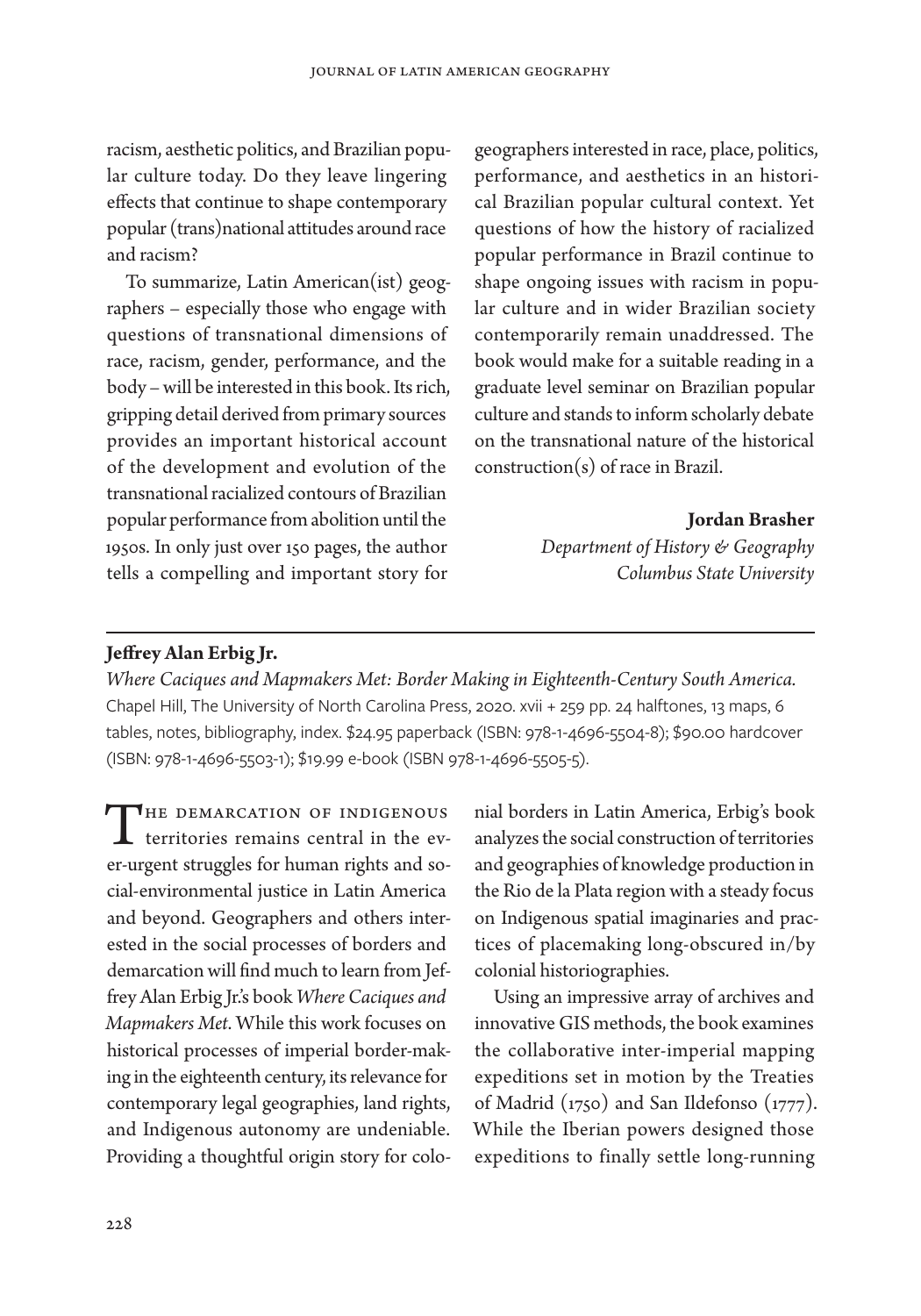racism, aesthetic politics, and Brazilian popular culture today. Do they leave lingering effects that continue to shape contemporary popular (trans)national attitudes around race and racism?

To summarize, Latin American(ist) geographers – especially those who engage with questions of transnational dimensions of race, racism, gender, performance, and the body – will be interested in this book. Its rich, gripping detail derived from primary sources provides an important historical account of the development and evolution of the transnational racialized contours of Brazilian popular performance from abolition until the 1950s. In only just over 150 pages, the author tells a compelling and important story for geographers interested in race, place, politics, performance, and aesthetics in an historical Brazilian popular cultural context. Yet questions of how the history of racialized popular performance in Brazil continue to shape ongoing issues with racism in popular culture and in wider Brazilian society contemporarily remain unaddressed. The book would make for a suitable reading in a graduate level seminar on Brazilian popular culture and stands to inform scholarly debate on the transnational nature of the historical construction(s) of race in Brazil.

**Jordan Brasher**
*Department of History & Geography*
*Columbus State University*

---

**Jeffrey Alan Erbig Jr.**

*Where Caciques and Mapmakers Met: Border Making in Eighteenth-Century South America.* Chapel Hill, The University of North Carolina Press, 2020. xvii + 259 pp. 24 halftones, 13 maps, 6 tables, notes, bibliography, index. $24.95 paperback (ISBN: 978-1-4696-5504-8); $90.00 hardcover (ISBN: 978-1-4696-5503-1); $19.99 e-book (ISBN 978-1-4696-5505-5).

The demarcation of indigenous territories remains central in the ever-urgent struggles for human rights and social-environmental justice in Latin America and beyond. Geographers and others interested in the social processes of borders and demarcation will find much to learn from Jeffrey Alan Erbig Jr.'s book *Where Caciques and Mapmakers Met*. While this work focuses on historical processes of imperial border-making in the eighteenth century, its relevance for contemporary legal geographies, land rights, and Indigenous autonomy are undeniable. Providing a thoughtful origin story for colonial borders in Latin America, Erbig's book analyzes the social construction of territories and geographies of knowledge production in the Rio de la Plata region with a steady focus on Indigenous spatial imaginaries and practices of placemaking long-obscured in/by colonial historiographies.

Using an impressive array of archives and innovative GIS methods, the book examines the collaborative inter-imperial mapping expeditions set in motion by the Treaties of Madrid (1750) and San Ildefonso (1777). While the Iberian powers designed those expeditions to finally settle long-running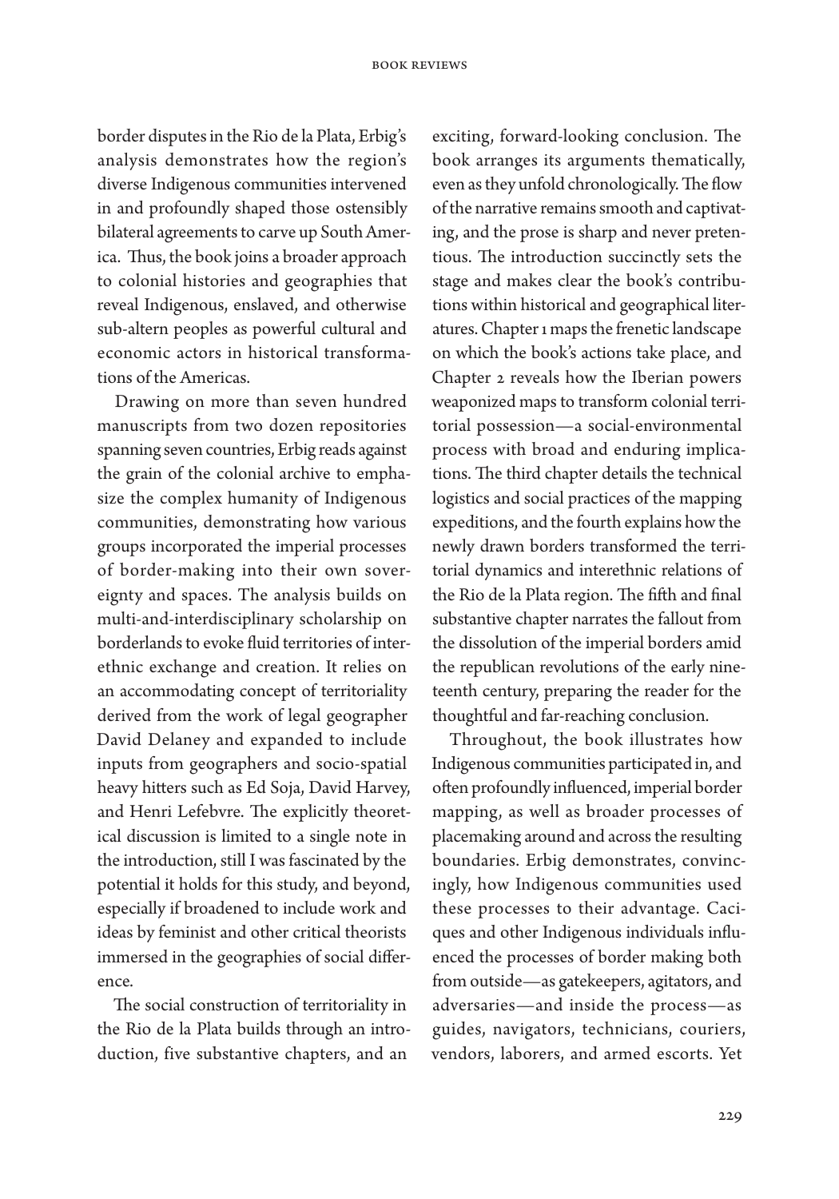border disputes in the Rio de la Plata, Erbig's analysis demonstrates how the region's diverse Indigenous communities intervened in and profoundly shaped those ostensibly bilateral agreements to carve up South America. Thus, the book joins a broader approach to colonial histories and geographies that reveal Indigenous, enslaved, and otherwise sub-altern peoples as powerful cultural and economic actors in historical transformations of the Americas.

Drawing on more than seven hundred manuscripts from two dozen repositories spanning seven countries, Erbig reads against the grain of the colonial archive to emphasize the complex humanity of Indigenous communities, demonstrating how various groups incorporated the imperial processes of border-making into their own sovereignty and spaces. The analysis builds on multi-and-interdisciplinary scholarship on borderlands to evoke fluid territories of interethnic exchange and creation. It relies on an accommodating concept of territoriality derived from the work of legal geographer David Delaney and expanded to include inputs from geographers and socio-spatial heavy hitters such as Ed Soja, David Harvey, and Henri Lefebvre. The explicitly theoretical discussion is limited to a single note in the introduction, still I was fascinated by the potential it holds for this study, and beyond, especially if broadened to include work and ideas by feminist and other critical theorists immersed in the geographies of social difference.

The social construction of territoriality in the Rio de la Plata builds through an introduction, five substantive chapters, and an exciting, forward-looking conclusion. The book arranges its arguments thematically, even as they unfold chronologically. The flow of the narrative remains smooth and captivating, and the prose is sharp and never pretentious. The introduction succinctly sets the stage and makes clear the book's contributions within historical and geographical literatures. Chapter 1 maps the frenetic landscape on which the book's actions take place, and Chapter 2 reveals how the Iberian powers weaponized maps to transform colonial territorial possession—a social-environmental process with broad and enduring implications. The third chapter details the technical logistics and social practices of the mapping expeditions, and the fourth explains how the newly drawn borders transformed the territorial dynamics and interethnic relations of the Rio de la Plata region. The fifth and final substantive chapter narrates the fallout from the dissolution of the imperial borders amid the republican revolutions of the early nineteenth century, preparing the reader for the thoughtful and far-reaching conclusion.

Throughout, the book illustrates how Indigenous communities participated in, and often profoundly influenced, imperial border mapping, as well as broader processes of placemaking around and across the resulting boundaries. Erbig demonstrates, convincingly, how Indigenous communities used these processes to their advantage. Caciques and other Indigenous individuals influenced the processes of border making both from outside—as gatekeepers, agitators, and adversaries—and inside the process—as guides, navigators, technicians, couriers, vendors, laborers, and armed escorts. Yet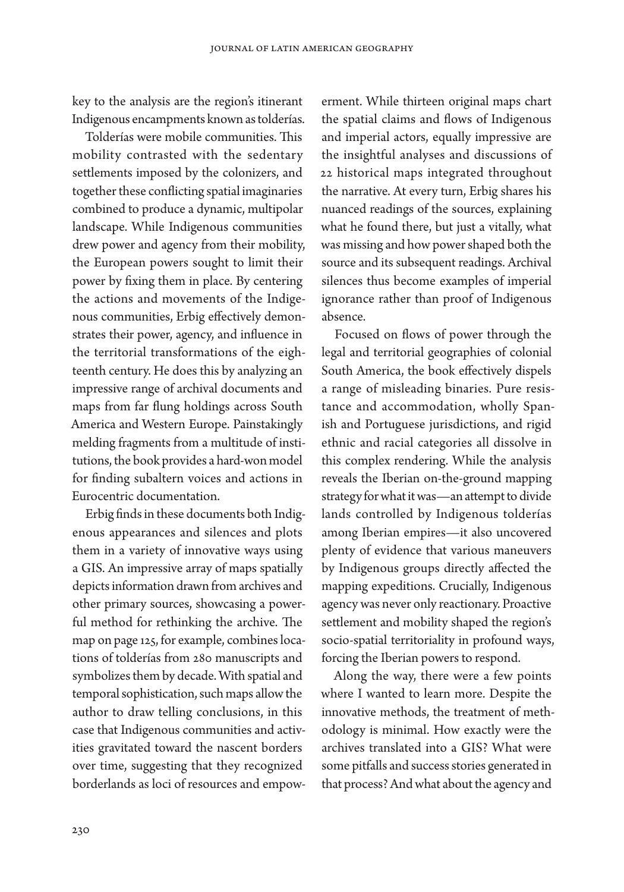key to the analysis are the region's itinerant Indigenous encampments known as tolderías.

Tolderías were mobile communities. This mobility contrasted with the sedentary settlements imposed by the colonizers, and together these conflicting spatial imaginaries combined to produce a dynamic, multipolar landscape. While Indigenous communities drew power and agency from their mobility, the European powers sought to limit their power by fixing them in place. By centering the actions and movements of the Indigenous communities, Erbig effectively demonstrates their power, agency, and influence in the territorial transformations of the eighteenth century. He does this by analyzing an impressive range of archival documents and maps from far flung holdings across South America and Western Europe. Painstakingly melding fragments from a multitude of institutions, the book provides a hard-won model for finding subaltern voices and actions in Eurocentric documentation.

Erbig finds in these documents both Indigenous appearances and silences and plots them in a variety of innovative ways using a GIS. An impressive array of maps spatially depicts information drawn from archives and other primary sources, showcasing a powerful method for rethinking the archive. The map on page 125, for example, combines locations of tolderías from 280 manuscripts and symbolizes them by decade. With spatial and temporal sophistication, such maps allow the author to draw telling conclusions, in this case that Indigenous communities and activities gravitated toward the nascent borders over time, suggesting that they recognized borderlands as loci of resources and empowerment. While thirteen original maps chart the spatial claims and flows of Indigenous and imperial actors, equally impressive are the insightful analyses and discussions of 22 historical maps integrated throughout the narrative. At every turn, Erbig shares his nuanced readings of the sources, explaining what he found there, but just a vitally, what was missing and how power shaped both the source and its subsequent readings. Archival silences thus become examples of imperial ignorance rather than proof of Indigenous absence.

Focused on flows of power through the legal and territorial geographies of colonial South America, the book effectively dispels a range of misleading binaries. Pure resistance and accommodation, wholly Spanish and Portuguese jurisdictions, and rigid ethnic and racial categories all dissolve in this complex rendering. While the analysis reveals the Iberian on-the-ground mapping strategy for what it was—an attempt to divide lands controlled by Indigenous tolderías among Iberian empires—it also uncovered plenty of evidence that various maneuvers by Indigenous groups directly affected the mapping expeditions. Crucially, Indigenous agency was never only reactionary. Proactive settlement and mobility shaped the region's socio-spatial territoriality in profound ways, forcing the Iberian powers to respond.

Along the way, there were a few points where I wanted to learn more. Despite the innovative methods, the treatment of methodology is minimal. How exactly were the archives translated into a GIS? What were some pitfalls and success stories generated in that process? And what about the agency and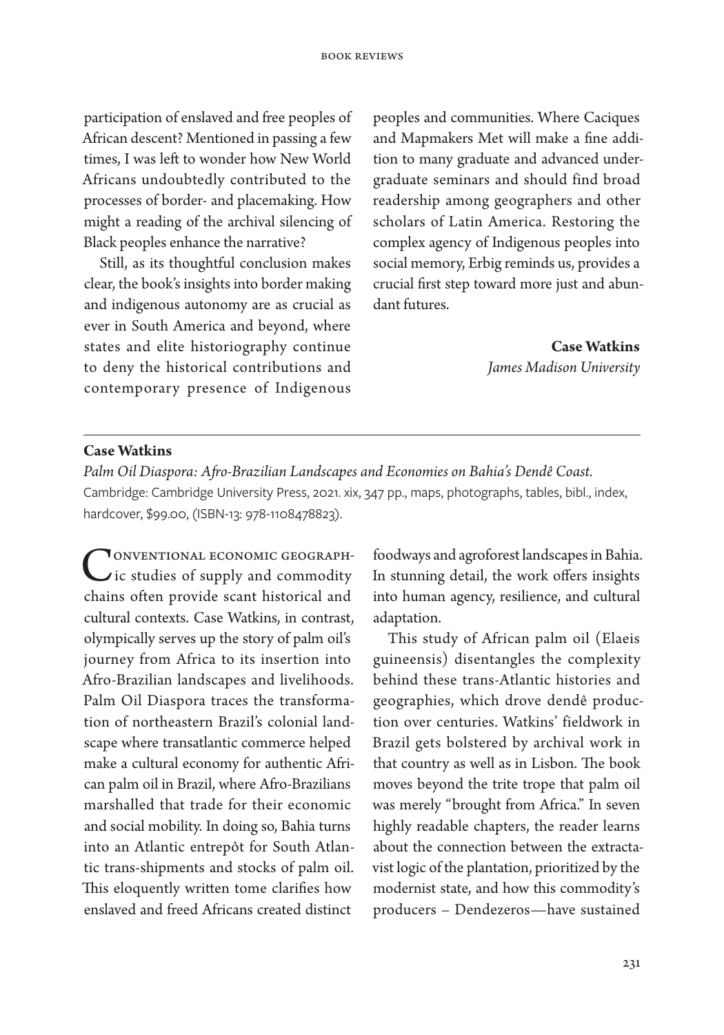participation of enslaved and free peoples of African descent? Mentioned in passing a few times, I was left to wonder how New World Africans undoubtedly contributed to the processes of border- and placemaking. How might a reading of the archival silencing of Black peoples enhance the narrative?

Still, as its thoughtful conclusion makes clear, the book's insights into border making and indigenous autonomy are as crucial as ever in South America and beyond, where states and elite historiography continue to deny the historical contributions and contemporary presence of Indigenous peoples and communities. Where Caciques and Mapmakers Met will make a fine addition to many graduate and advanced undergraduate seminars and should find broad readership among geographers and other scholars of Latin America. Restoring the complex agency of Indigenous peoples into social memory, Erbig reminds us, provides a crucial first step toward more just and abundant futures.

**Case Watkins**
*James Madison University*

---

**Case Watkins**
*Palm Oil Diaspora: Afro-Brazilian Landscapes and Economies on Bahia's Dendê Coast.* Cambridge: Cambridge University Press, 2021. xix, 347 pp., maps, photographs, tables, bibl., index, hardcover, $99.00, (ISBN-13: 978-1108478823).

Conventional economic geographic studies of supply and commodity chains often provide scant historical and cultural contexts. Case Watkins, in contrast, olympically serves up the story of palm oil's journey from Africa to its insertion into Afro-Brazilian landscapes and livelihoods. Palm Oil Diaspora traces the transformation of northeastern Brazil's colonial landscape where transatlantic commerce helped make a cultural economy for authentic African palm oil in Brazil, where Afro-Brazilians marshalled that trade for their economic and social mobility. In doing so, Bahia turns into an Atlantic entrepôt for South Atlantic trans-shipments and stocks of palm oil. This eloquently written tome clarifies how enslaved and freed Africans created distinct foodways and agroforest landscapes in Bahia. In stunning detail, the work offers insights into human agency, resilience, and cultural adaptation.

This study of African palm oil (Elaeis guineensis) disentangles the complexity behind these trans-Atlantic histories and geographies, which drove dendê production over centuries. Watkins' fieldwork in Brazil gets bolstered by archival work in that country as well as in Lisbon. The book moves beyond the trite trope that palm oil was merely "brought from Africa." In seven highly readable chapters, the reader learns about the connection between the extractavist logic of the plantation, prioritized by the modernist state, and how this commodity's producers – Dendezeros—have sustained